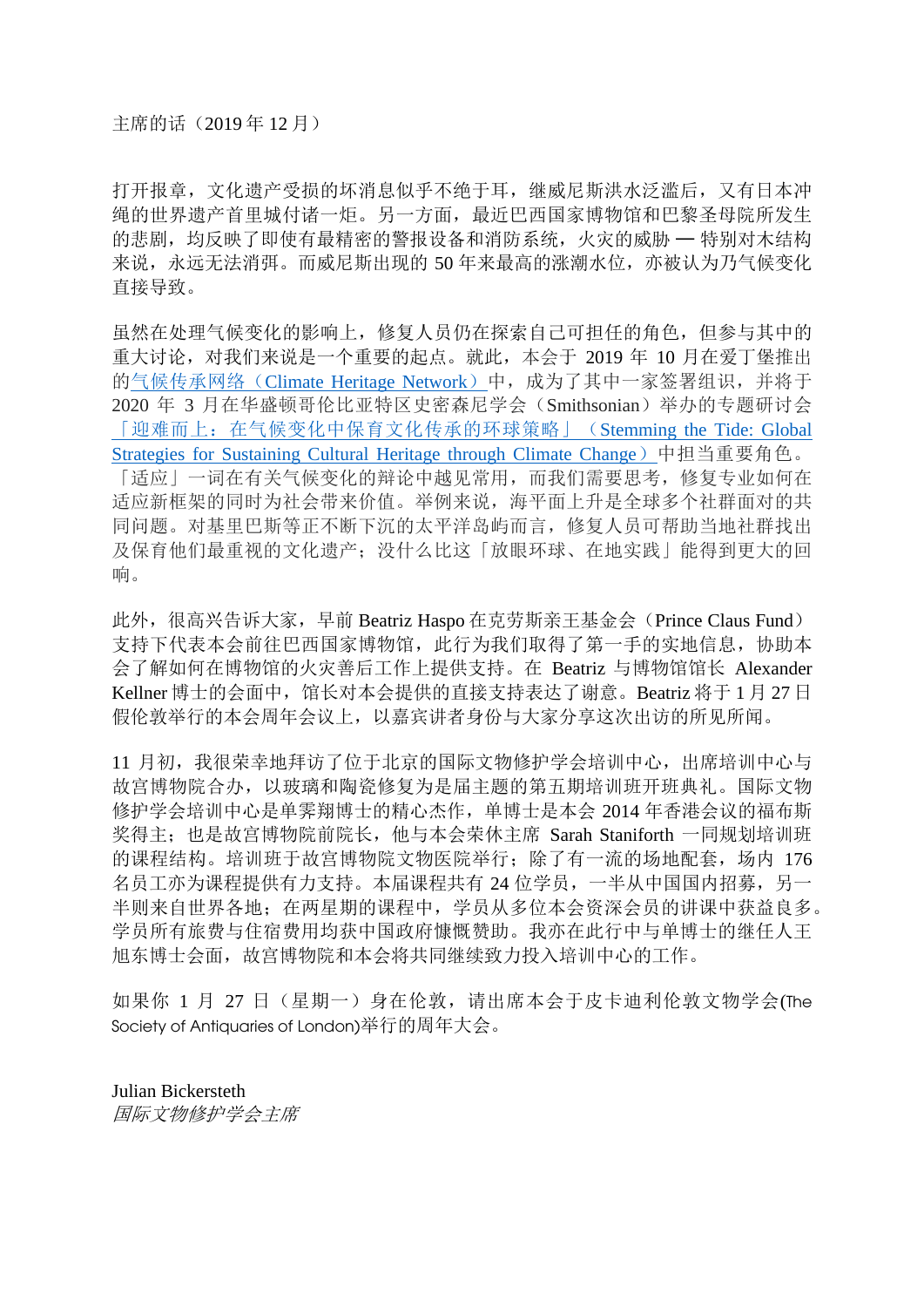主席的话（2019 年 12 月）

打开报章，文化遗产受损的坏消息似乎不绝于耳，继威尼斯洪水泛滥后，又有日本冲绳的世界遗产首里城付诸一炬。另一方面，最近巴西国家博物馆和巴黎圣母院所发生的悲剧，均反映了即使有最精密的警报设备和消防系统，火灾的威胁 — 特别对木结构来说，永远无法消弭。而威尼斯出现的 50 年来最高的涨潮水位，亦被认为乃气候变化直接导致。

虽然在处理气候变化的影响上，修复人员仍在探索自己可担任的角色，但参与其中的重大讨论，对我们来说是一个重要的起点。就此，本会于 2019 年 10 月在爱丁堡推出的气候传承网络（Climate Heritage Network）中，成为了其中一家签署组识，并将于 2020 年 3 月在华盛顿哥伦比亚特区史密森尼学会（Smithsonian）举办的专题研讨会「迎难而上：在气候变化中保育文化传承的环球策略」（Stemming the Tide: Global Strategies for Sustaining Cultural Heritage through Climate Change）中担当重要角色。「适应」一词在有关气候变化的辩论中越见常用，而我们需要思考，修复专业如何在适应新框架的同时为社会带来价值。举例来说，海平面上升是全球多个社群面对的共同问题。对基里巴斯等正不断下沉的太平洋岛屿而言，修复人员可帮助当地社群找出及保育他们最重视的文化遗产；没什么比这「放眼环球、在地实践」能得到更大的回响。

此外，很高兴告诉大家，早前 Beatriz Haspo 在克劳斯亲王基金会（Prince Claus Fund）支持下代表本会前往巴西国家博物馆，此行为我们取得了第一手的实地信息，协助本会了解如何在博物馆的火灾善后工作上提供支持。在 Beatriz 与博物馆馆长 Alexander Kellner 博士的会面中，馆长对本会提供的直接支持表达了谢意。Beatriz 将于 1 月 27 日假伦敦举行的本会周年会议上，以嘉宾讲者身份与大家分享这次出访的所见所闻。

11 月初，我很荣幸地拜访了位于北京的国际文物修护学会培训中心，出席培训中心与故宫博物院合办，以玻璃和陶瓷修复为是届主题的第五期培训班开班典礼。国际文物修护学会培训中心是单霁翔博士的精心杰作，单博士是本会 2014 年香港会议的福布斯奖得主；也是故宫博物院前院长，他与本会荣休主席 Sarah Staniforth 一同规划培训班的课程结构。培训班于故宫博物院文物医院举行；除了有一流的场地配套，场内 176 名员工亦为课程提供有力支持。本届课程共有 24 位学员，一半从中国国内招募，另一半则来自世界各地；在两星期的课程中，学员从多位本会资深会员的讲课中获益良多。学员所有旅费与住宿费用均获中国政府慷慨赞助。我亦在此行中与单博士的继任人王旭东博士会面，故宫博物院和本会将共同继续致力投入培训中心的工作。

如果你 1 月 27 日（星期一）身在伦敦，请出席本会于皮卡迪利伦敦文物学会(The Society of Antiquaries of London)举行的周年大会。

Julian Bickersteth  
*国际文物修护学会主席*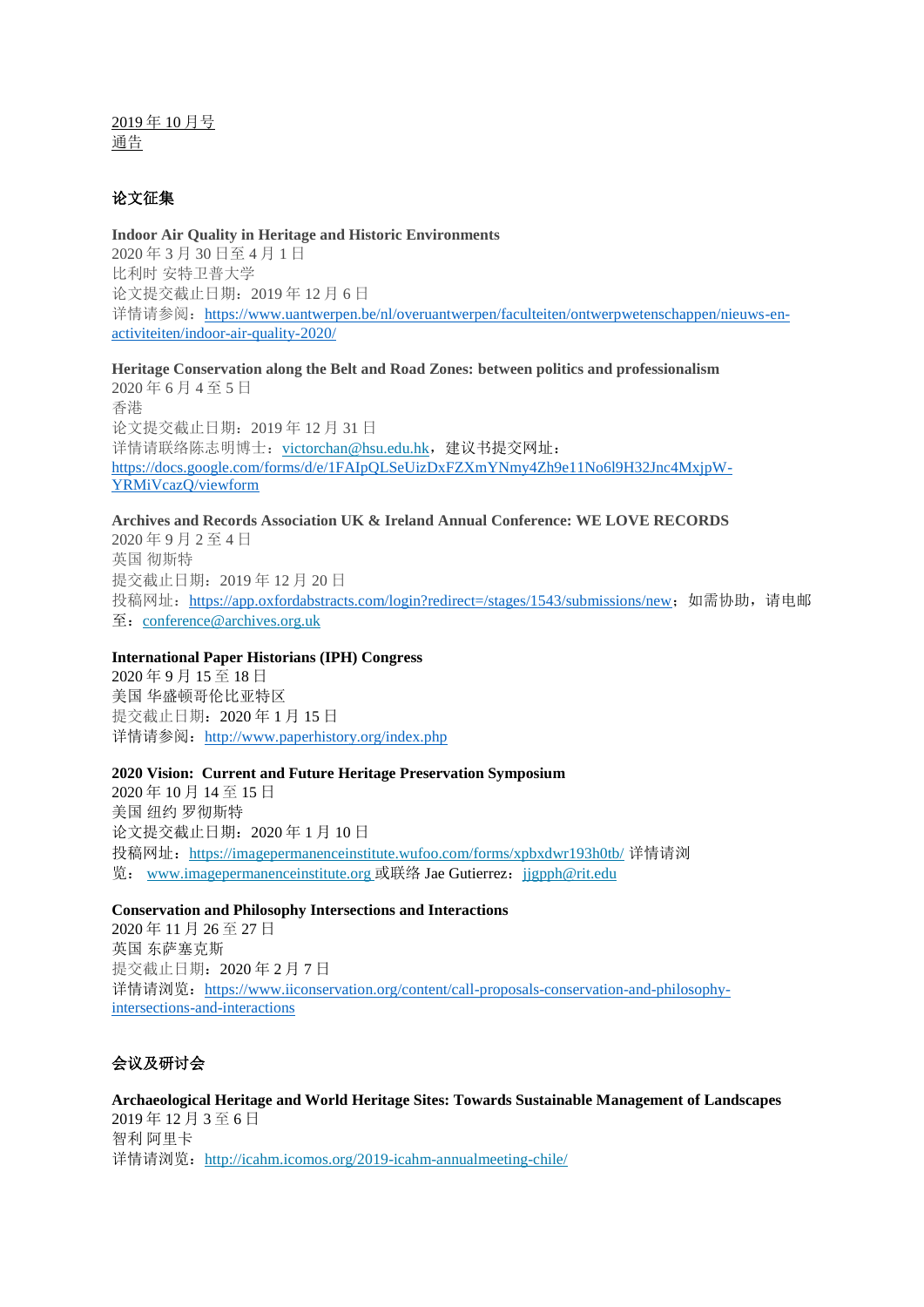2019 年 10 月号
通告

## 论文征集

**Indoor Air Quality in Heritage and Historic Environments**
2020 年 3 月 30 日至 4 月 1 日
比利时 安特卫普大学
论文提交截止日期：2019 年 12 月 6 日
详情请参阅：https://www.uantwerpen.be/nl/overuantwerpen/faculteiten/ontwerpwetenschappen/nieuws-en-activiteiten/indoor-air-quality-2020/

**Heritage Conservation along the Belt and Road Zones: between politics and professionalism**
2020 年 6 月 4 至 5 日
香港
论文提交截止日期：2019 年 12 月 31 日
详情请联络陈志明博士：victorchan@hsu.edu.hk，建议书提交网址：https://docs.google.com/forms/d/e/1FAIpQLSeUizDxFZXmYNmy4Zh9e11No6l9H32Jnc4MxjpW-YRMiVcazQ/viewform

**Archives and Records Association UK & Ireland Annual Conference: WE LOVE RECORDS**
2020 年 9 月 2 至 4 日
英国 彻斯特
提交截止日期：2019 年 12 月 20 日
投稿网址：https://app.oxfordabstracts.com/login?redirect=/stages/1543/submissions/new；如需协助，请电邮至：conference@archives.org.uk

**International Paper Historians (IPH) Congress**
2020 年 9 月 15 至 18 日
美国 华盛顿哥伦比亚特区
提交截止日期：2020 年 1 月 15 日
详情请参阅：http://www.paperhistory.org/index.php

**2020 Vision: Current and Future Heritage Preservation Symposium**
2020 年 10 月 14 至 15 日
美国 纽约 罗彻斯特
论文提交截止日期：2020 年 1 月 10 日
投稿网址：https://imagepermanenceinstitute.wufoo.com/forms/xpbxdwr193h0tb/ 详情请浏览：www.imagepermanenceinstitute.org 或联络 Jae Gutierrez：jjgpph@rit.edu

**Conservation and Philosophy Intersections and Interactions**
2020 年 11 月 26 至 27 日
英国 东萨塞克斯
提交截止日期：2020 年 2 月 7 日
详情请浏览：https://www.iiconservation.org/content/call-proposals-conservation-and-philosophy-intersections-and-interactions

## 会议及研讨会

**Archaeological Heritage and World Heritage Sites: Towards Sustainable Management of Landscapes**
2019 年 12 月 3 至 6 日
智利 阿里卡
详情请浏览：http://icahm.icomos.org/2019-icahm-annualmeeting-chile/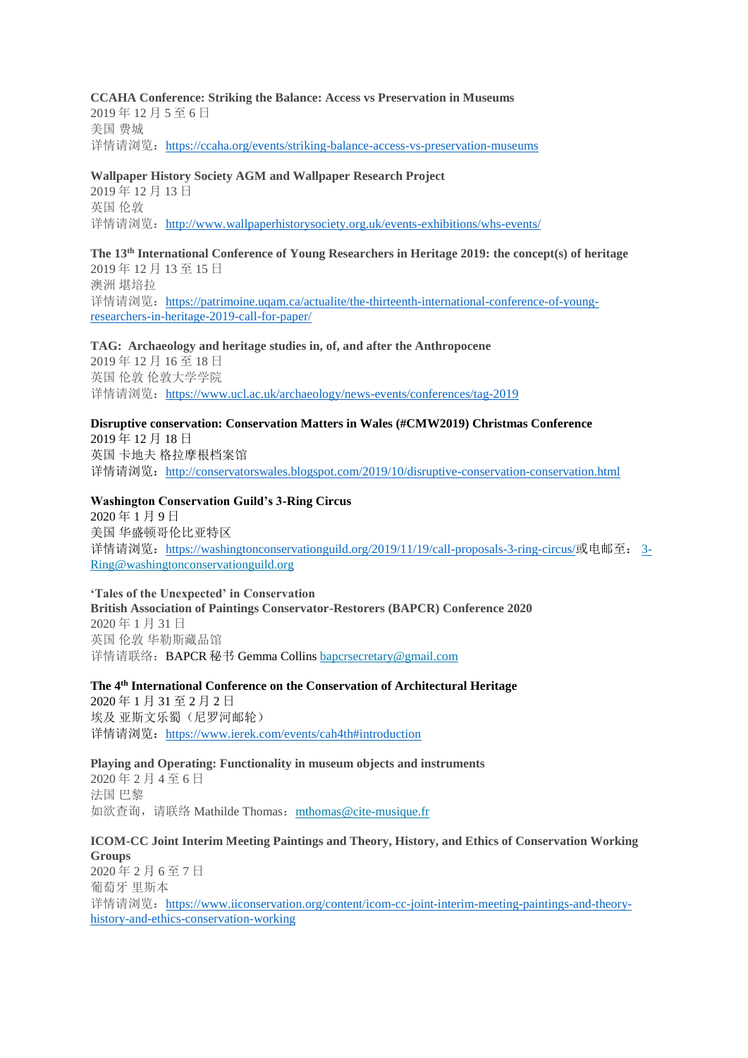**CCAHA Conference: Striking the Balance: Access vs Preservation in Museums**
2019 年 12 月 5 至 6 日
美国 费城
详情请浏览：https://ccaha.org/events/striking-balance-access-vs-preservation-museums

**Wallpaper History Society AGM and Wallpaper Research Project**
2019 年 12 月 13 日
英国 伦敦
详情请浏览：http://www.wallpaperhistorysociety.org.uk/events-exhibitions/whs-events/

**The 13th International Conference of Young Researchers in Heritage 2019: the concept(s) of heritage**
2019 年 12 月 13 至 15 日
澳洲 堪培拉
详情请浏览：https://patrimoine.uqam.ca/actualite/the-thirteenth-international-conference-of-young-researchers-in-heritage-2019-call-for-paper/

**TAG: Archaeology and heritage studies in, of, and after the Anthropocene**
2019 年 12 月 16 至 18 日
英国 伦敦 伦敦大学学院
详情请浏览：https://www.ucl.ac.uk/archaeology/news-events/conferences/tag-2019

**Disruptive conservation: Conservation Matters in Wales (#CMW2019) Christmas Conference**
2019 年 12 月 18 日
英国 卡地夫 格拉摩根档案馆
详情请浏览：http://conservatorswales.blogspot.com/2019/10/disruptive-conservation-conservation.html

**Washington Conservation Guild's 3-Ring Circus**
2020 年 1 月 9 日
美国 华盛顿哥伦比亚特区
详情请浏览：https://washingtonconservationguild.org/2019/11/19/call-proposals-3-ring-circus/或电邮至： 3-Ring@washingtonconservationguild.org

**'Tales of the Unexpected' in Conservation**
**British Association of Paintings Conservator-Restorers (BAPCR) Conference 2020**
2020 年 1 月 31 日
英国 伦敦 华勒斯藏品馆
详情请联络：BAPCR 秘书 Gemma Collins bapcrsecretary@gmail.com

**The 4th International Conference on the Conservation of Architectural Heritage**
2020 年 1 月 31 至 2 月 2 日
埃及 亚斯文乐蜀（尼罗河邮轮）
详情请浏览：https://www.ierek.com/events/cah4th#introduction

**Playing and Operating: Functionality in museum objects and instruments**
2020 年 2 月 4 至 6 日
法国 巴黎
如欲查询，请联络 Mathilde Thomas：mthomas@cite-musique.fr

**ICOM-CC Joint Interim Meeting Paintings and Theory, History, and Ethics of Conservation Working Groups**
2020 年 2 月 6 至 7 日
葡萄牙 里斯本
详情请浏览：https://www.iiconservation.org/content/icom-cc-joint-interim-meeting-paintings-and-theory-history-and-ethics-conservation-working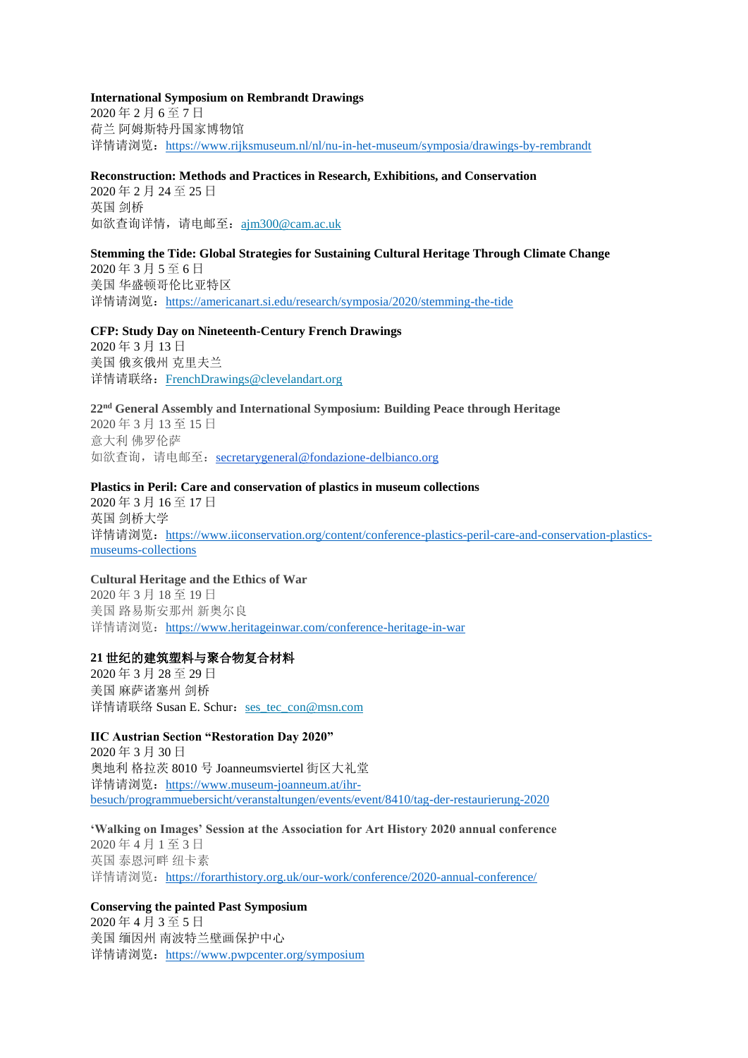**International Symposium on Rembrandt Drawings**
2020 年 2 月 6 至 7 日
荷兰 阿姆斯特丹国家博物馆
详情请浏览：https://www.rijksmuseum.nl/nl/nu-in-het-museum/symposia/drawings-by-rembrandt

**Reconstruction: Methods and Practices in Research, Exhibitions, and Conservation**
2020 年 2 月 24 至 25 日
英国 剑桥
如欲查询详情，请电邮至：ajm300@cam.ac.uk

**Stemming the Tide: Global Strategies for Sustaining Cultural Heritage Through Climate Change**
2020 年 3 月 5 至 6 日
美国 华盛顿哥伦比亚特区
详情请浏览：https://americanart.si.edu/research/symposia/2020/stemming-the-tide

**CFP: Study Day on Nineteenth-Century French Drawings**
2020 年 3 月 13 日
美国 俄亥俄州 克里夫兰
详情请联络：FrenchDrawings@clevelandart.org

**22nd General Assembly and International Symposium: Building Peace through Heritage**
2020 年 3 月 13 至 15 日
意大利 佛罗伦萨
如欲查询，请电邮至：secretarygeneral@fondazione-delbianco.org

**Plastics in Peril: Care and conservation of plastics in museum collections**
2020 年 3 月 16 至 17 日
英国 剑桥大学
详情请浏览：https://www.iiconservation.org/content/conference-plastics-peril-care-and-conservation-plastics-museums-collections

**Cultural Heritage and the Ethics of War**
2020 年 3 月 18 至 19 日
美国 路易斯安那州 新奥尔良
详情请浏览：https://www.heritageinwar.com/conference-heritage-in-war

**21 世纪的建筑塑料与聚合物复合材料**
2020 年 3 月 28 至 29 日
美国 麻萨诸塞州 剑桥
详情请联络 Susan E. Schur：ses_tec_con@msn.com

**IIC Austrian Section "Restoration Day 2020"**
2020 年 3 月 30 日
奥地利 格拉茨 8010 号 Joanneumsviertel 街区大礼堂
详情请浏览：https://www.museum-joanneum.at/ihr-besuch/programmuebersicht/veranstaltungen/events/event/8410/tag-der-restaurierung-2020

**'Walking on Images' Session at the Association for Art History 2020 annual conference**
2020 年 4 月 1 至 3 日
英国 泰恩河畔 纽卡素
详情请浏览：https://forarthistory.org.uk/our-work/conference/2020-annual-conference/

**Conserving the painted Past Symposium**
2020 年 4 月 3 至 5 日
美国 缅因州 南波特兰壁画保护中心
详情请浏览：https://www.pwpcenter.org/symposium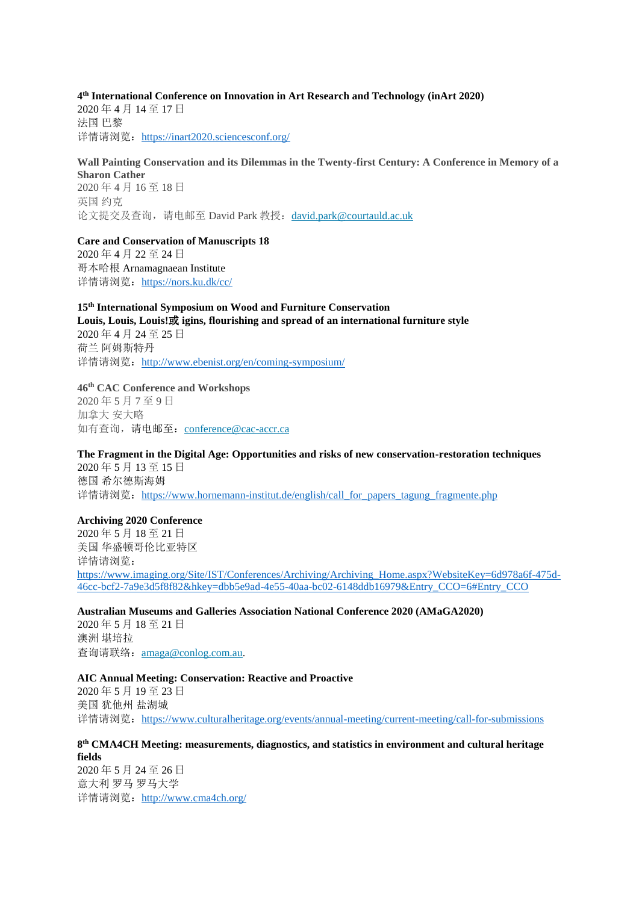**4th International Conference on Innovation in Art Research and Technology (inArt 2020)**
2020 年 4 月 14 至 17 日
法国 巴黎
详情请浏览：https://inart2020.sciencesconf.org/

**Wall Painting Conservation and its Dilemmas in the Twenty-first Century: A Conference in Memory of a Sharon Cather**
2020 年 4 月 16 至 18 日
英国 约克
论文提交及查询，请电邮至 David Park 教授：david.park@courtauld.ac.uk

**Care and Conservation of Manuscripts 18**
2020 年 4 月 22 至 24 日
哥本哈根 Arnamagnaean Institute
详情请浏览：https://nors.ku.dk/cc/

**15th International Symposium on Wood and Furniture Conservation**
**Louis, Louis, Louis!或 igins, flourishing and spread of an international furniture style**
2020 年 4 月 24 至 25 日
荷兰 阿姆斯特丹
详情请浏览：http://www.ebenist.org/en/coming-symposium/

**46th CAC Conference and Workshops**
2020 年 5 月 7 至 9 日
加拿大 安大略
如有查询，请电邮至：conference@cac-accr.ca

**The Fragment in the Digital Age: Opportunities and risks of new conservation-restoration techniques**
2020 年 5 月 13 至 15 日
德国 希尔德斯海姆
详情请浏览：https://www.hornemann-institut.de/english/call_for_papers_tagung_fragmente.php

**Archiving 2020 Conference**
2020 年 5 月 18 至 21 日
美国 华盛顿哥伦比亚特区
详情请浏览：
https://www.imaging.org/Site/IST/Conferences/Archiving/Archiving_Home.aspx?WebsiteKey=6d978a6f-475d-46cc-bcf2-7a9e3d5f8f82&hkey=dbb5e9ad-4e55-40aa-bc02-6148ddb16979&Entry_CCO=6#Entry_CCO

**Australian Museums and Galleries Association National Conference 2020 (AMaGA2020)**
2020 年 5 月 18 至 21 日
澳洲 堪培拉
查询请联络：amaga@conlog.com.au.

**AIC Annual Meeting: Conservation: Reactive and Proactive**
2020 年 5 月 19 至 23 日
美国 犹他州 盐湖城
详情请浏览：https://www.culturalheritage.org/events/annual-meeting/current-meeting/call-for-submissions

**8th CMA4CH Meeting: measurements, diagnostics, and statistics in environment and cultural heritage fields**
2020 年 5 月 24 至 26 日
意大利 罗马 罗马大学
详情请浏览：http://www.cma4ch.org/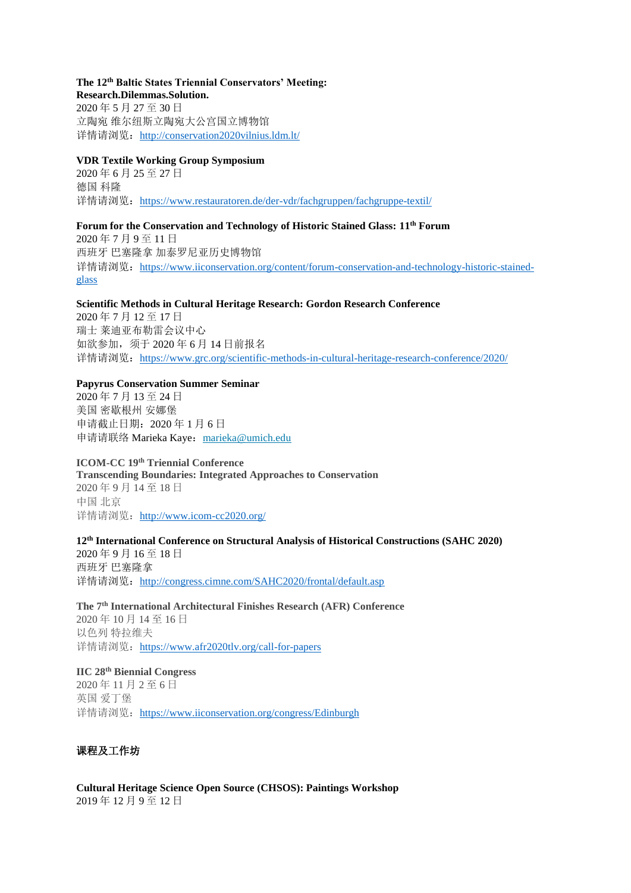**The 12th Baltic States Triennial Conservators' Meeting: Research.Dilemmas.Solution.**
2020 年 5 月 27 至 30 日
立陶宛 维尔纽斯立陶宛大公宫国立博物馆
详情请浏览：http://conservation2020vilnius.ldm.lt/

**VDR Textile Working Group Symposium**
2020 年 6 月 25 至 27 日
德国 科隆
详情请浏览：https://www.restauratoren.de/der-vdr/fachgruppen/fachgruppe-textil/

**Forum for the Conservation and Technology of Historic Stained Glass: 11th Forum**
2020 年 7 月 9 至 11 日
西班牙 巴塞隆拿 加泰罗尼亚历史博物馆
详情请浏览：https://www.iiconservation.org/content/forum-conservation-and-technology-historic-stained-glass

**Scientific Methods in Cultural Heritage Research: Gordon Research Conference**
2020 年 7 月 12 至 17 日
瑞士 莱迪亚布勒雷会议中心
如欲参加，须于 2020 年 6 月 14 日前报名
详情请浏览：https://www.grc.org/scientific-methods-in-cultural-heritage-research-conference/2020/

**Papyrus Conservation Summer Seminar**
2020 年 7 月 13 至 24 日
美国 密歇根州 安娜堡
申请截止日期：2020 年 1 月 6 日
申请请联络 Marieka Kaye：marieka@umich.edu

**ICOM-CC 19th Triennial Conference**
**Transcending Boundaries: Integrated Approaches to Conservation**
2020 年 9 月 14 至 18 日
中国 北京
详情请浏览：http://www.icom-cc2020.org/

**12th International Conference on Structural Analysis of Historical Constructions (SAHC 2020)**
2020 年 9 月 16 至 18 日
西班牙 巴塞隆拿
详情请浏览：http://congress.cimne.com/SAHC2020/frontal/default.asp

**The 7th International Architectural Finishes Research (AFR) Conference**
2020 年 10 月 14 至 16 日
以色列 特拉维夫
详情请浏览：https://www.afr2020tlv.org/call-for-papers

**IIC 28th Biennial Congress**
2020 年 11 月 2 至 6 日
英国 爱丁堡
详情请浏览：https://www.iiconservation.org/congress/Edinburgh

## 课程及工作坊

**Cultural Heritage Science Open Source (CHSOS): Paintings Workshop**
2019 年 12 月 9 至 12 日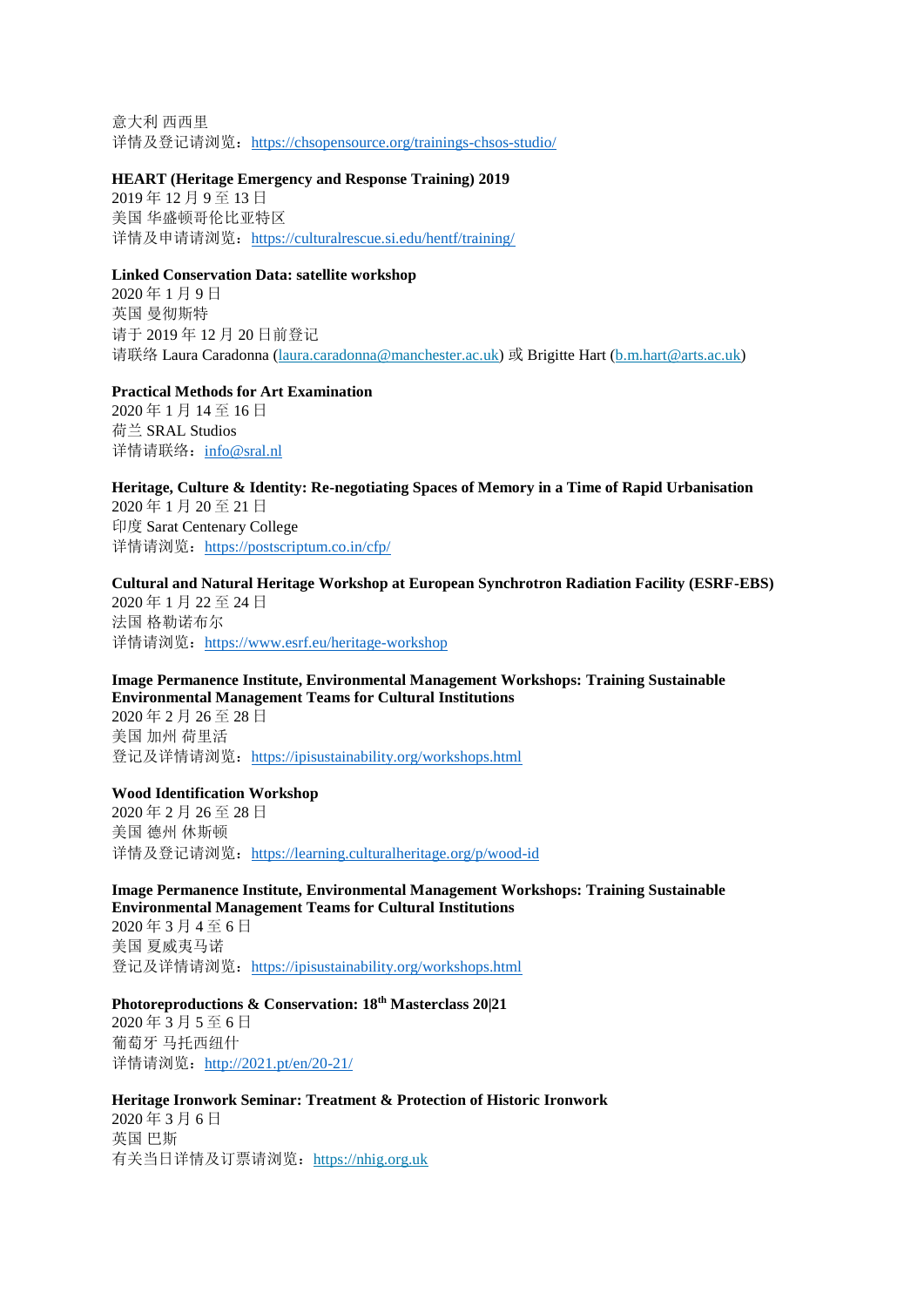意大利 西西里
详情及登记请浏览：https://chsopensource.org/trainings-chsos-studio/

**HEART (Heritage Emergency and Response Training) 2019**
2019 年 12 月 9 至 13 日
美国 华盛顿哥伦比亚特区
详情及申请请浏览：https://culturalrescue.si.edu/hentf/training/

**Linked Conservation Data: satellite workshop**
2020 年 1 月 9 日
英国 曼彻斯特
请于 2019 年 12 月 20 日前登记
请联络 Laura Caradonna (laura.caradonna@manchester.ac.uk) 或 Brigitte Hart (b.m.hart@arts.ac.uk)

**Practical Methods for Art Examination**
2020 年 1 月 14 至 16 日
荷兰 SRAL Studios
详情请联络：info@sral.nl

**Heritage, Culture & Identity: Re-negotiating Spaces of Memory in a Time of Rapid Urbanisation**
2020 年 1 月 20 至 21 日
印度 Sarat Centenary College
详情请浏览：https://postscriptum.co.in/cfp/

**Cultural and Natural Heritage Workshop at European Synchrotron Radiation Facility (ESRF-EBS)**
2020 年 1 月 22 至 24 日
法国 格勒诺布尔
详情请浏览：https://www.esrf.eu/heritage-workshop

**Image Permanence Institute, Environmental Management Workshops: Training Sustainable Environmental Management Teams for Cultural Institutions**
2020 年 2 月 26 至 28 日
美国 加州 荷里活
登记及详情请浏览：https://ipisustainability.org/workshops.html

**Wood Identification Workshop**
2020 年 2 月 26 至 28 日
美国 德州 休斯顿
详情及登记请浏览：https://learning.culturalheritage.org/p/wood-id

**Image Permanence Institute, Environmental Management Workshops: Training Sustainable Environmental Management Teams for Cultural Institutions**
2020 年 3 月 4 至 6 日
美国 夏威夷马诺
登记及详情请浏览：https://ipisustainability.org/workshops.html

**Photoreproductions & Conservation: 18th Masterclass 20|21**
2020 年 3 月 5 至 6 日
葡萄牙 马托西纽什
详情请浏览：http://2021.pt/en/20-21/

**Heritage Ironwork Seminar: Treatment & Protection of Historic Ironwork**
2020 年 3 月 6 日
英国 巴斯
有关当日详情及订票请浏览：https://nhig.org.uk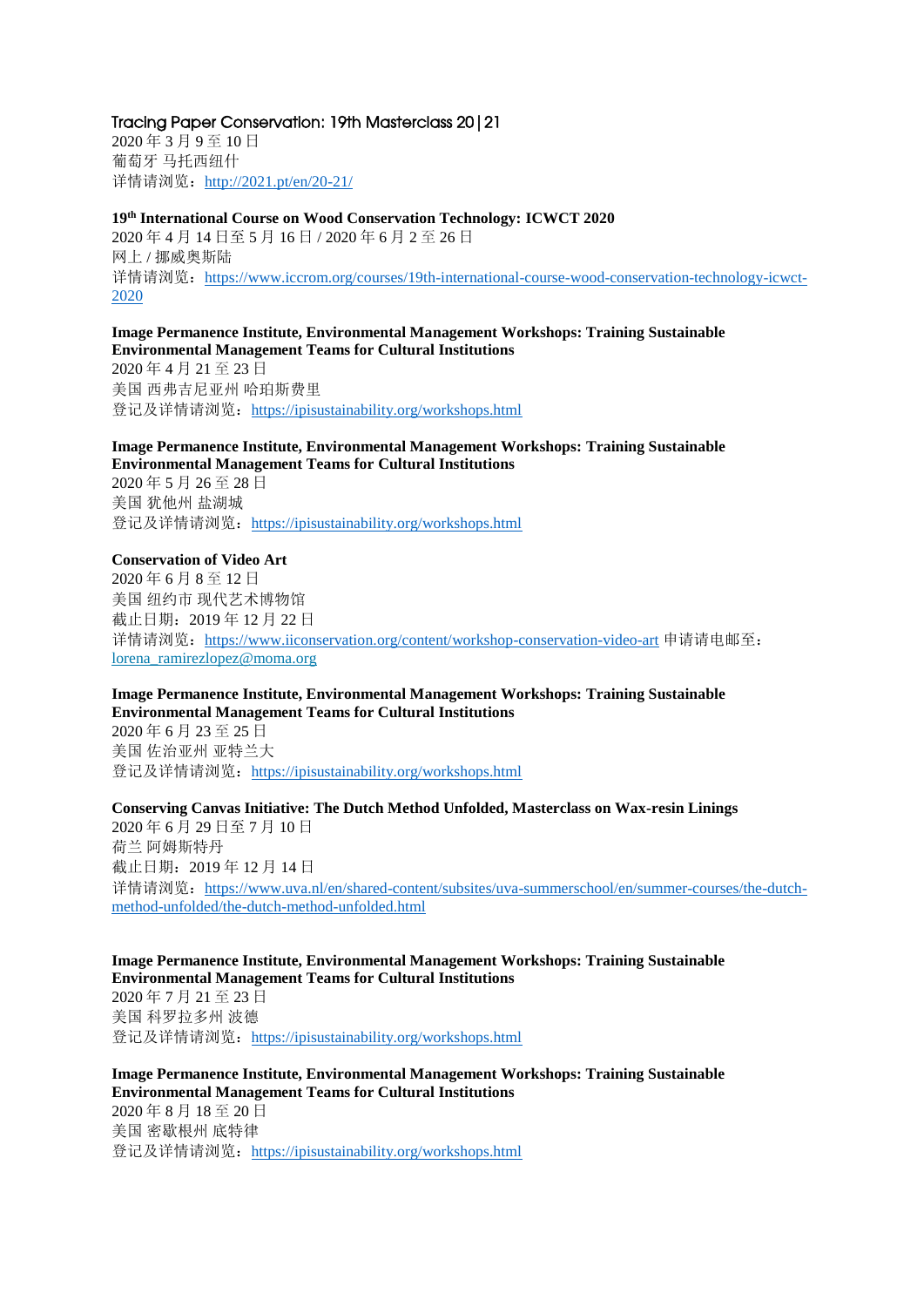**Tracing Paper Conservation: 19th Masterclass 20|21**
2020 年 3 月 9 至 10 日
葡萄牙 马托西纽什
详情请浏览：http://2021.pt/en/20-21/

**19th International Course on Wood Conservation Technology: ICWCT 2020**
2020 年 4 月 14 日至 5 月 16 日 / 2020 年 6 月 2 至 26 日
网上 / 挪威奥斯陆
详情请浏览：https://www.iccrom.org/courses/19th-international-course-wood-conservation-technology-icwct-2020

**Image Permanence Institute, Environmental Management Workshops: Training Sustainable Environmental Management Teams for Cultural Institutions**
2020 年 4 月 21 至 23 日
美国 西弗吉尼亚州 哈珀斯费里
登记及详情请浏览：https://ipisustainability.org/workshops.html

**Image Permanence Institute, Environmental Management Workshops: Training Sustainable Environmental Management Teams for Cultural Institutions**
2020 年 5 月 26 至 28 日
美国 犹他州 盐湖城
登记及详情请浏览：https://ipisustainability.org/workshops.html

**Conservation of Video Art**
2020 年 6 月 8 至 12 日
美国 纽约市 现代艺术博物馆
截止日期：2019 年 12 月 22 日
详情请浏览：https://www.iiconservation.org/content/workshop-conservation-video-art 申请请电邮至：lorena_ramirezlopez@moma.org

**Image Permanence Institute, Environmental Management Workshops: Training Sustainable Environmental Management Teams for Cultural Institutions**
2020 年 6 月 23 至 25 日
美国 佐治亚州 亚特兰大
登记及详情请浏览：https://ipisustainability.org/workshops.html

**Conserving Canvas Initiative: The Dutch Method Unfolded, Masterclass on Wax-resin Linings**
2020 年 6 月 29 日至 7 月 10 日
荷兰 阿姆斯特丹
截止日期：2019 年 12 月 14 日
详情请浏览：https://www.uva.nl/en/shared-content/subsites/uva-summerschool/en/summer-courses/the-dutch-method-unfolded/the-dutch-method-unfolded.html

**Image Permanence Institute, Environmental Management Workshops: Training Sustainable Environmental Management Teams for Cultural Institutions**
2020 年 7 月 21 至 23 日
美国 科罗拉多州 波德
登记及详情请浏览：https://ipisustainability.org/workshops.html

**Image Permanence Institute, Environmental Management Workshops: Training Sustainable Environmental Management Teams for Cultural Institutions**
2020 年 8 月 18 至 20 日
美国 密歇根州 底特律
登记及详情请浏览：https://ipisustainability.org/workshops.html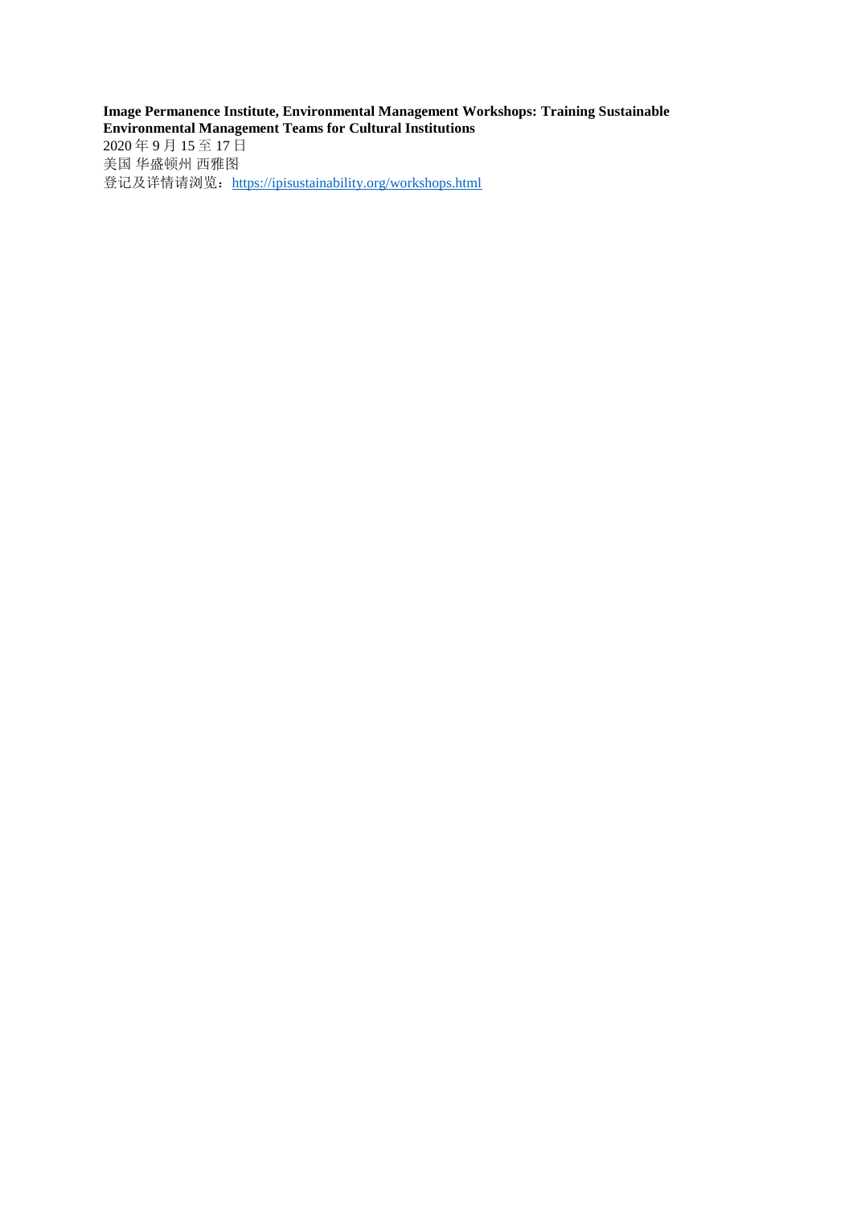**Image Permanence Institute, Environmental Management Workshops: Training Sustainable Environmental Management Teams for Cultural Institutions**

2020 年 9 月 15 至 17 日

美国 华盛顿州 西雅图

登记及详情请浏览：https://ipisustainability.org/workshops.html